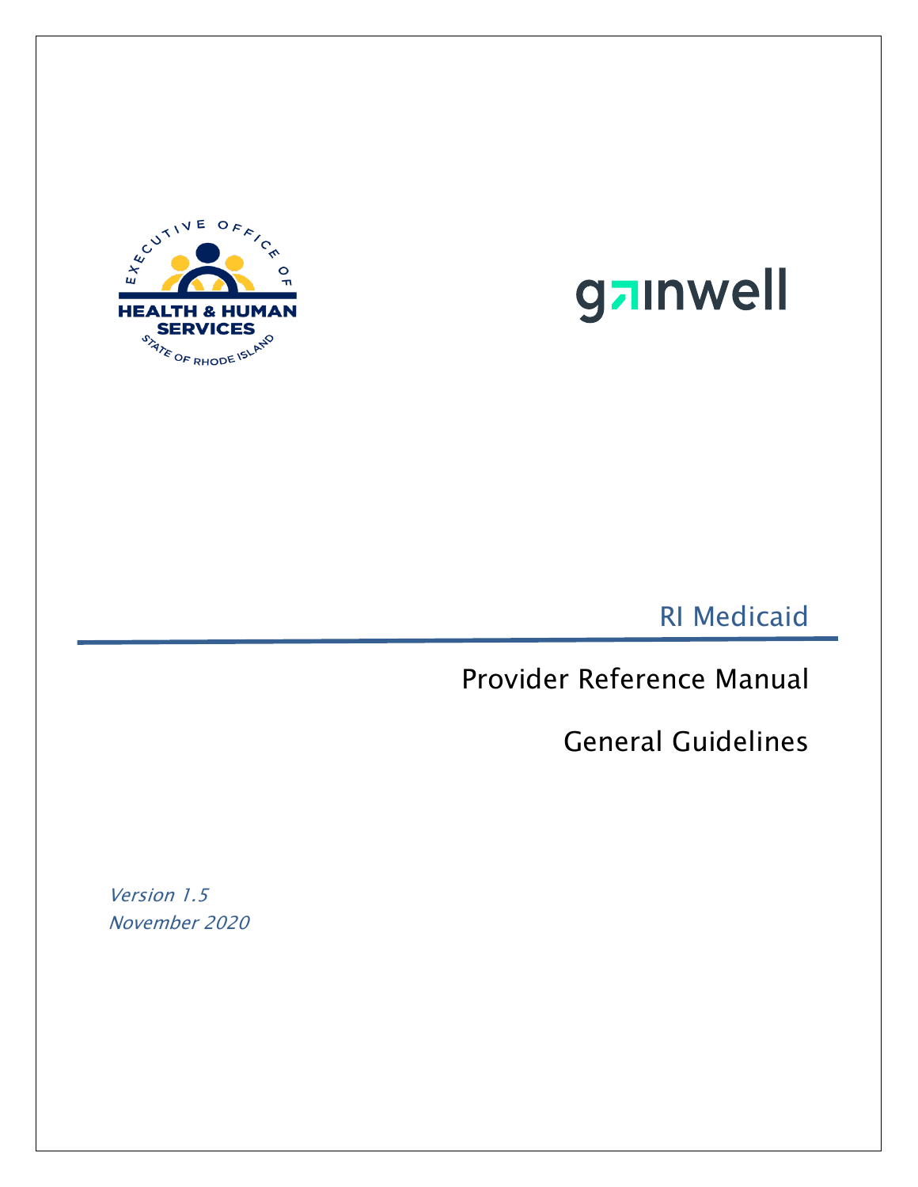EXECUTIVE OFFICE OF HEALTH & HUMAN SERVICES STATE OF RHODE ISLAND

gainwell

# RI Medicaid

## Provider Reference Manual

## General Guidelines

*Version 1.5*
*November 2020*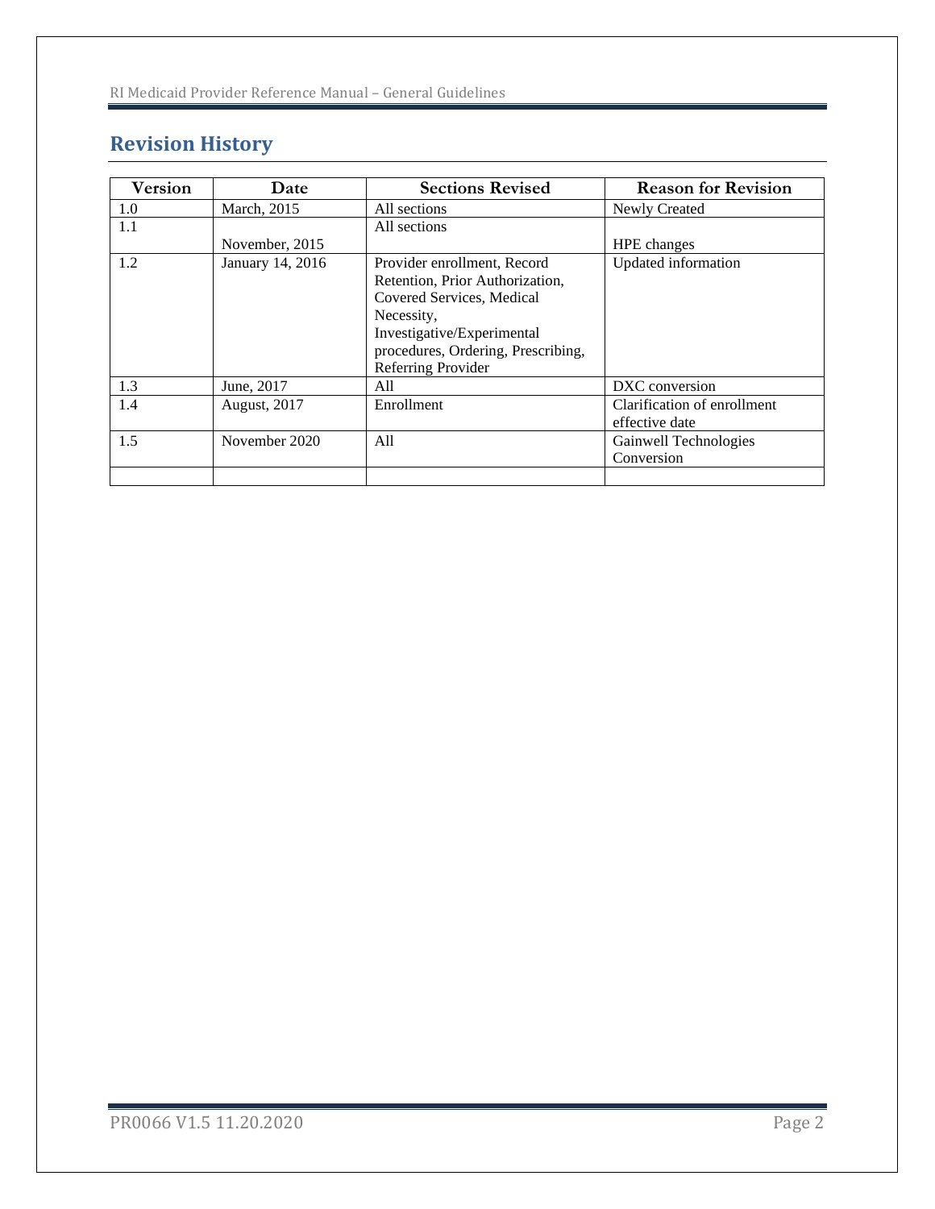## Revision History

| Version | Date | Sections Revised | Reason for Revision |
|---|---|---|---|
| 1.0 | March, 2015 | All sections | Newly Created |
| 1.1 | November, 2015 | All sections | HPE changes |
| 1.2 | January 14, 2016 | Provider enrollment, Record Retention, Prior Authorization, Covered Services, Medical Necessity, Investigative/Experimental procedures, Ordering, Prescribing, Referring Provider | Updated information |
| 1.3 | June, 2017 | All | DXC conversion |
| 1.4 | August, 2017 | Enrollment | Clarification of enrollment effective date |
| 1.5 | November 2020 | All | Gainwell Technologies Conversion |
| | | | |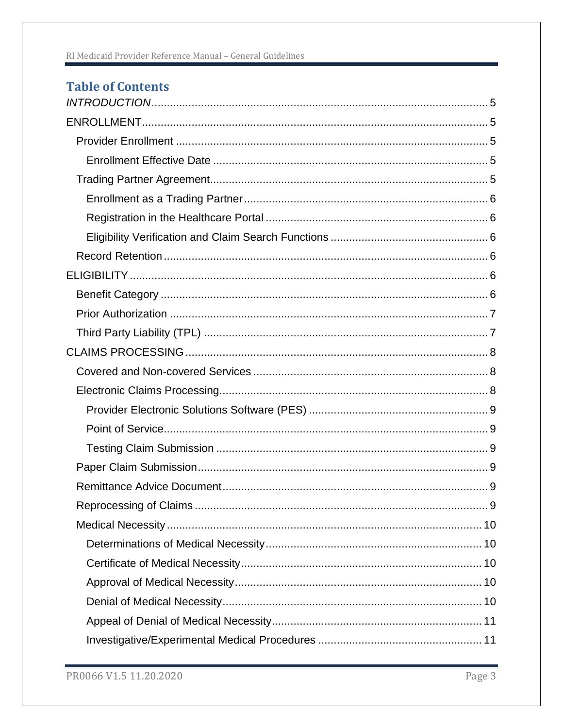## Table of Contents

*INTRODUCTION* .......... 5

ENROLLMENT .......... 5

- Provider Enrollment .......... 5
  - Enrollment Effective Date .......... 5
- Trading Partner Agreement .......... 5
  - Enrollment as a Trading Partner .......... 6
  - Registration in the Healthcare Portal .......... 6
  - Eligibility Verification and Claim Search Functions .......... 6
- Record Retention .......... 6

ELIGIBILITY .......... 6

- Benefit Category .......... 6
- Prior Authorization .......... 7
- Third Party Liability (TPL) .......... 7

CLAIMS PROCESSING .......... 8

- Covered and Non-covered Services .......... 8
- Electronic Claims Processing .......... 8
  - Provider Electronic Solutions Software (PES) .......... 9
  - Point of Service .......... 9
  - Testing Claim Submission .......... 9
- Paper Claim Submission .......... 9
- Remittance Advice Document .......... 9
- Reprocessing of Claims .......... 9
- Medical Necessity .......... 10
  - Determinations of Medical Necessity .......... 10
  - Certificate of Medical Necessity .......... 10
  - Approval of Medical Necessity .......... 10
  - Denial of Medical Necessity .......... 10
  - Appeal of Denial of Medical Necessity .......... 11
  - Investigative/Experimental Medical Procedures .......... 11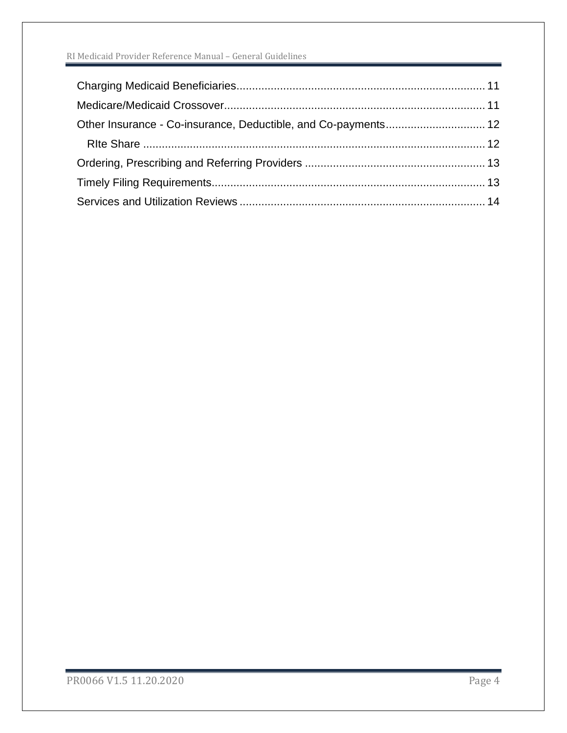- Charging Medicaid Beneficiaries ........ 11
- Medicare/Medicaid Crossover ........ 11
- Other Insurance - Co-insurance, Deductible, and Co-payments ........ 12
  - RIte Share ........ 12
- Ordering, Prescribing and Referring Providers ........ 13
- Timely Filing Requirements ........ 13
- Services and Utilization Reviews ........ 14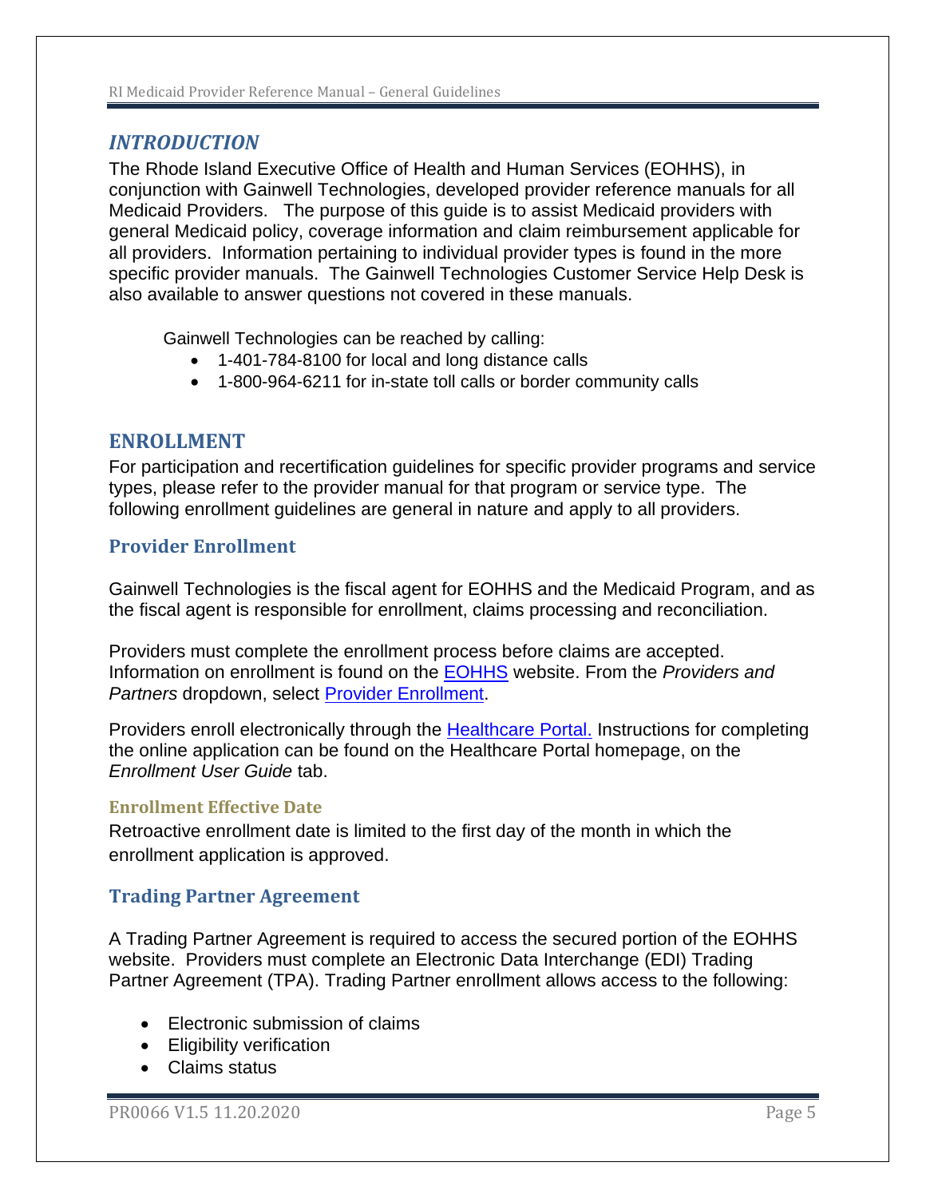## *INTRODUCTION*

The Rhode Island Executive Office of Health and Human Services (EOHHS), in conjunction with Gainwell Technologies, developed provider reference manuals for all Medicaid Providers. The purpose of this guide is to assist Medicaid providers with general Medicaid policy, coverage information and claim reimbursement applicable for all providers. Information pertaining to individual provider types is found in the more specific provider manuals. The Gainwell Technologies Customer Service Help Desk is also available to answer questions not covered in these manuals.

Gainwell Technologies can be reached by calling:

- 1-401-784-8100 for local and long distance calls
- 1-800-964-6211 for in-state toll calls or border community calls

## ENROLLMENT

For participation and recertification guidelines for specific provider programs and service types, please refer to the provider manual for that program or service type. The following enrollment guidelines are general in nature and apply to all providers.

### Provider Enrollment

Gainwell Technologies is the fiscal agent for EOHHS and the Medicaid Program, and as the fiscal agent is responsible for enrollment, claims processing and reconciliation.

Providers must complete the enrollment process before claims are accepted. Information on enrollment is found on the EOHHS website. From the *Providers and Partners* dropdown, select Provider Enrollment.

Providers enroll electronically through the Healthcare Portal. Instructions for completing the online application can be found on the Healthcare Portal homepage, on the *Enrollment User Guide* tab.

#### Enrollment Effective Date

Retroactive enrollment date is limited to the first day of the month in which the enrollment application is approved.

### Trading Partner Agreement

A Trading Partner Agreement is required to access the secured portion of the EOHHS website. Providers must complete an Electronic Data Interchange (EDI) Trading Partner Agreement (TPA). Trading Partner enrollment allows access to the following:

- Electronic submission of claims
- Eligibility verification
- Claims status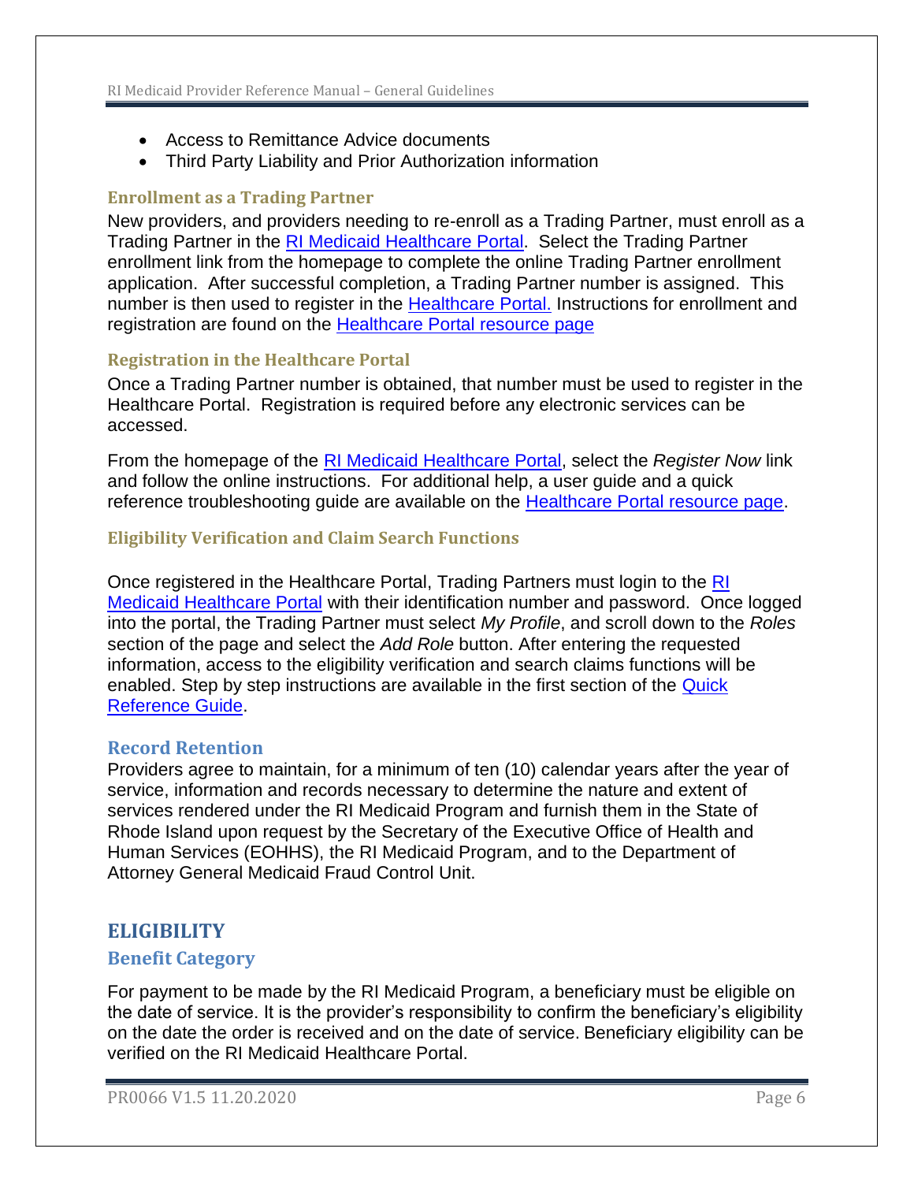- Access to Remittance Advice documents
- Third Party Liability and Prior Authorization information

### Enrollment as a Trading Partner

New providers, and providers needing to re-enroll as a Trading Partner, must enroll as a Trading Partner in the RI Medicaid Healthcare Portal. Select the Trading Partner enrollment link from the homepage to complete the online Trading Partner enrollment application. After successful completion, a Trading Partner number is assigned. This number is then used to register in the Healthcare Portal. Instructions for enrollment and registration are found on the Healthcare Portal resource page

### Registration in the Healthcare Portal

Once a Trading Partner number is obtained, that number must be used to register in the Healthcare Portal. Registration is required before any electronic services can be accessed.

From the homepage of the RI Medicaid Healthcare Portal, select the *Register Now* link and follow the online instructions. For additional help, a user guide and a quick reference troubleshooting guide are available on the Healthcare Portal resource page.

### Eligibility Verification and Claim Search Functions

Once registered in the Healthcare Portal, Trading Partners must login to the RI Medicaid Healthcare Portal with their identification number and password. Once logged into the portal, the Trading Partner must select *My Profile*, and scroll down to the *Roles* section of the page and select the *Add Role* button. After entering the requested information, access to the eligibility verification and search claims functions will be enabled. Step by step instructions are available in the first section of the Quick Reference Guide.

## Record Retention

Providers agree to maintain, for a minimum of ten (10) calendar years after the year of service, information and records necessary to determine the nature and extent of services rendered under the RI Medicaid Program and furnish them in the State of Rhode Island upon request by the Secretary of the Executive Office of Health and Human Services (EOHHS), the RI Medicaid Program, and to the Department of Attorney General Medicaid Fraud Control Unit.

# ELIGIBILITY

## Benefit Category

For payment to be made by the RI Medicaid Program, a beneficiary must be eligible on the date of service. It is the provider's responsibility to confirm the beneficiary's eligibility on the date the order is received and on the date of service. Beneficiary eligibility can be verified on the RI Medicaid Healthcare Portal.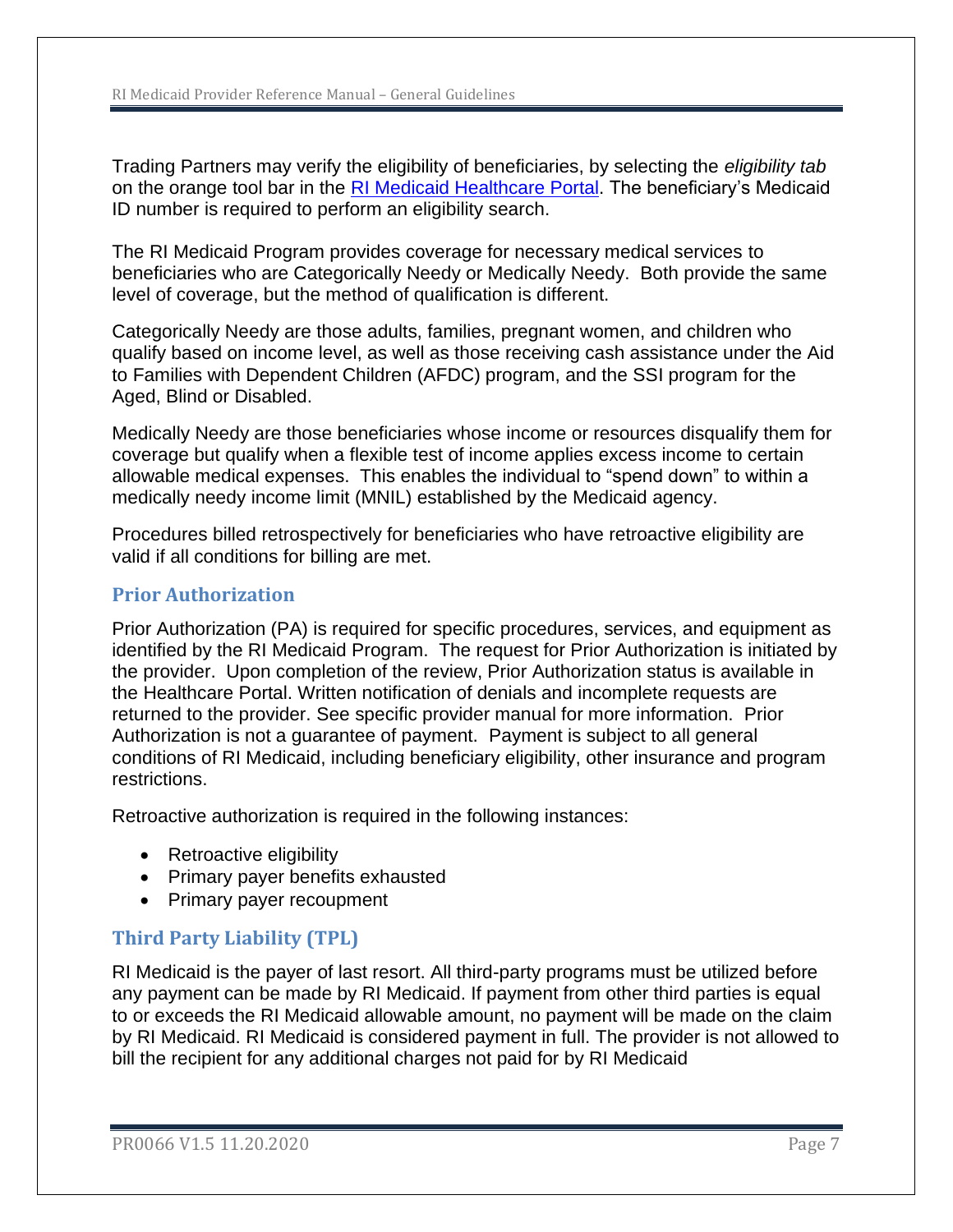Trading Partners may verify the eligibility of beneficiaries, by selecting the *eligibility tab* on the orange tool bar in the [RI Medicaid Healthcare Portal](). The beneficiary's Medicaid ID number is required to perform an eligibility search.

The RI Medicaid Program provides coverage for necessary medical services to beneficiaries who are Categorically Needy or Medically Needy. Both provide the same level of coverage, but the method of qualification is different.

Categorically Needy are those adults, families, pregnant women, and children who qualify based on income level, as well as those receiving cash assistance under the Aid to Families with Dependent Children (AFDC) program, and the SSI program for the Aged, Blind or Disabled.

Medically Needy are those beneficiaries whose income or resources disqualify them for coverage but qualify when a flexible test of income applies excess income to certain allowable medical expenses. This enables the individual to "spend down" to within a medically needy income limit (MNIL) established by the Medicaid agency.

Procedures billed retrospectively for beneficiaries who have retroactive eligibility are valid if all conditions for billing are met.

## Prior Authorization

Prior Authorization (PA) is required for specific procedures, services, and equipment as identified by the RI Medicaid Program. The request for Prior Authorization is initiated by the provider. Upon completion of the review, Prior Authorization status is available in the Healthcare Portal. Written notification of denials and incomplete requests are returned to the provider. See specific provider manual for more information. Prior Authorization is not a guarantee of payment. Payment is subject to all general conditions of RI Medicaid, including beneficiary eligibility, other insurance and program restrictions.

Retroactive authorization is required in the following instances:

- Retroactive eligibility
- Primary payer benefits exhausted
- Primary payer recoupment

## Third Party Liability (TPL)

RI Medicaid is the payer of last resort. All third-party programs must be utilized before any payment can be made by RI Medicaid. If payment from other third parties is equal to or exceeds the RI Medicaid allowable amount, no payment will be made on the claim by RI Medicaid. RI Medicaid is considered payment in full. The provider is not allowed to bill the recipient for any additional charges not paid for by RI Medicaid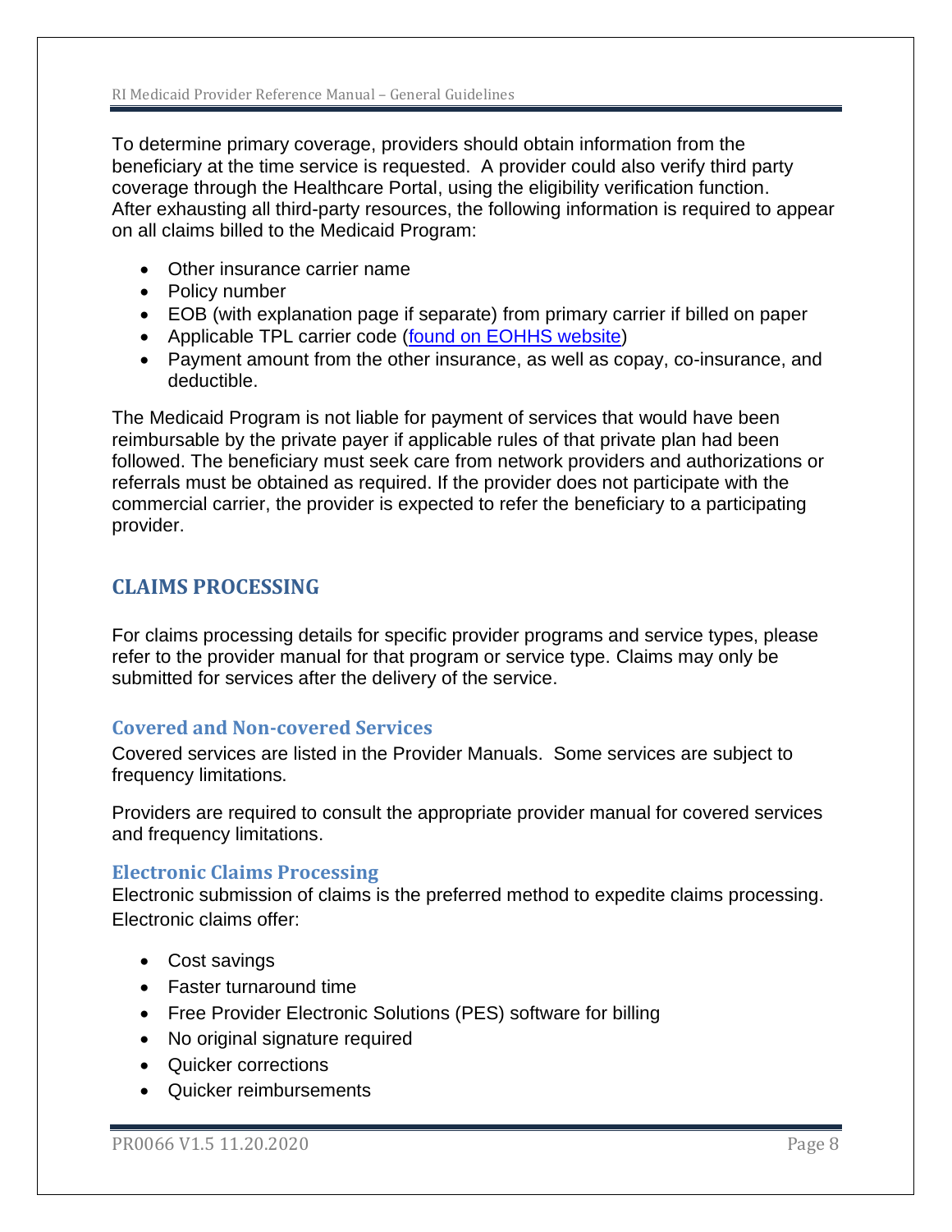To determine primary coverage, providers should obtain information from the beneficiary at the time service is requested. A provider could also verify third party coverage through the Healthcare Portal, using the eligibility verification function. After exhausting all third-party resources, the following information is required to appear on all claims billed to the Medicaid Program:

- Other insurance carrier name
- Policy number
- EOB (with explanation page if separate) from primary carrier if billed on paper
- Applicable TPL carrier code (found on EOHHS website)
- Payment amount from the other insurance, as well as copay, co-insurance, and deductible.

The Medicaid Program is not liable for payment of services that would have been reimbursable by the private payer if applicable rules of that private plan had been followed. The beneficiary must seek care from network providers and authorizations or referrals must be obtained as required. If the provider does not participate with the commercial carrier, the provider is expected to refer the beneficiary to a participating provider.

## CLAIMS PROCESSING

For claims processing details for specific provider programs and service types, please refer to the provider manual for that program or service type. Claims may only be submitted for services after the delivery of the service.

### Covered and Non-covered Services

Covered services are listed in the Provider Manuals. Some services are subject to frequency limitations.

Providers are required to consult the appropriate provider manual for covered services and frequency limitations.

### Electronic Claims Processing

Electronic submission of claims is the preferred method to expedite claims processing. Electronic claims offer:

- Cost savings
- Faster turnaround time
- Free Provider Electronic Solutions (PES) software for billing
- No original signature required
- Quicker corrections
- Quicker reimbursements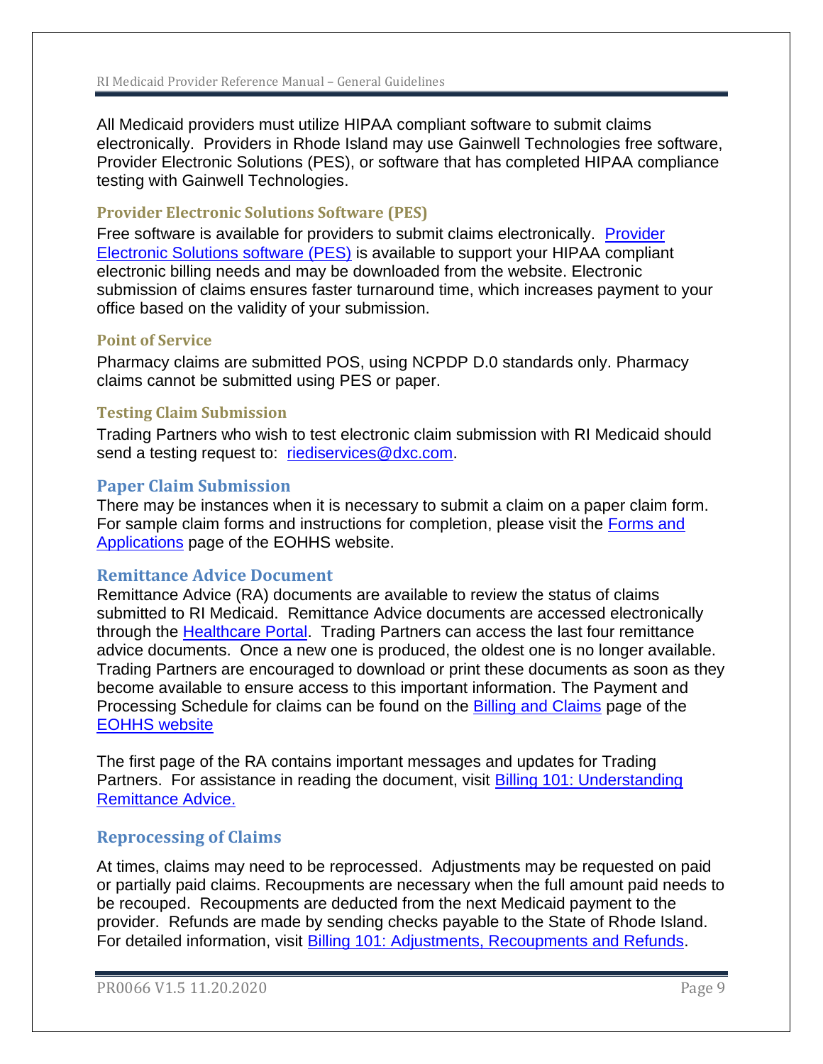All Medicaid providers must utilize HIPAA compliant software to submit claims electronically. Providers in Rhode Island may use Gainwell Technologies free software, Provider Electronic Solutions (PES), or software that has completed HIPAA compliance testing with Gainwell Technologies.

### Provider Electronic Solutions Software (PES)

Free software is available for providers to submit claims electronically. Provider Electronic Solutions software (PES) is available to support your HIPAA compliant electronic billing needs and may be downloaded from the website. Electronic submission of claims ensures faster turnaround time, which increases payment to your office based on the validity of your submission.

### Point of Service

Pharmacy claims are submitted POS, using NCPDP D.0 standards only. Pharmacy claims cannot be submitted using PES or paper.

### Testing Claim Submission

Trading Partners who wish to test electronic claim submission with RI Medicaid should send a testing request to: riediservices@dxc.com.

## Paper Claim Submission

There may be instances when it is necessary to submit a claim on a paper claim form. For sample claim forms and instructions for completion, please visit the Forms and Applications page of the EOHHS website.

## Remittance Advice Document

Remittance Advice (RA) documents are available to review the status of claims submitted to RI Medicaid. Remittance Advice documents are accessed electronically through the Healthcare Portal. Trading Partners can access the last four remittance advice documents. Once a new one is produced, the oldest one is no longer available. Trading Partners are encouraged to download or print these documents as soon as they become available to ensure access to this important information. The Payment and Processing Schedule for claims can be found on the Billing and Claims page of the EOHHS website

The first page of the RA contains important messages and updates for Trading Partners. For assistance in reading the document, visit Billing 101: Understanding Remittance Advice.

## Reprocessing of Claims

At times, claims may need to be reprocessed. Adjustments may be requested on paid or partially paid claims. Recoupments are necessary when the full amount paid needs to be recouped. Recoupments are deducted from the next Medicaid payment to the provider. Refunds are made by sending checks payable to the State of Rhode Island. For detailed information, visit Billing 101: Adjustments, Recoupments and Refunds.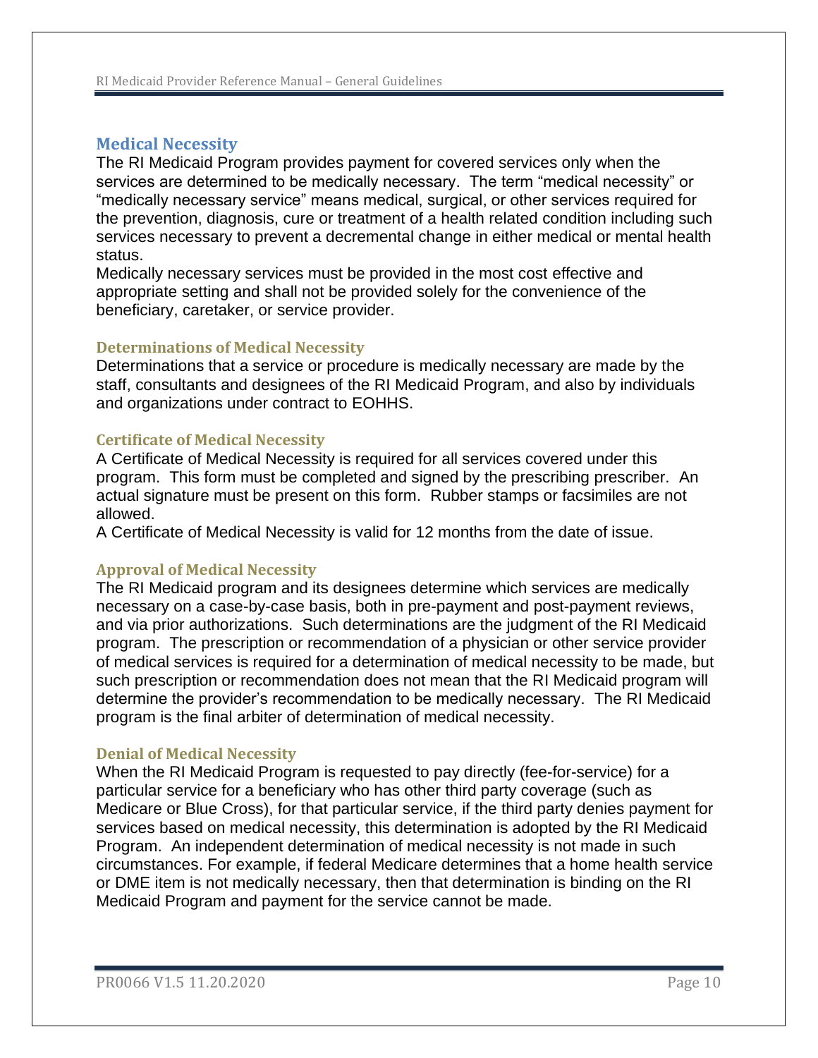## Medical Necessity

The RI Medicaid Program provides payment for covered services only when the services are determined to be medically necessary. The term "medical necessity" or "medically necessary service" means medical, surgical, or other services required for the prevention, diagnosis, cure or treatment of a health related condition including such services necessary to prevent a decremental change in either medical or mental health status.

Medically necessary services must be provided in the most cost effective and appropriate setting and shall not be provided solely for the convenience of the beneficiary, caretaker, or service provider.

### Determinations of Medical Necessity

Determinations that a service or procedure is medically necessary are made by the staff, consultants and designees of the RI Medicaid Program, and also by individuals and organizations under contract to EOHHS.

### Certificate of Medical Necessity

A Certificate of Medical Necessity is required for all services covered under this program. This form must be completed and signed by the prescribing prescriber. An actual signature must be present on this form. Rubber stamps or facsimiles are not allowed.

A Certificate of Medical Necessity is valid for 12 months from the date of issue.

### Approval of Medical Necessity

The RI Medicaid program and its designees determine which services are medically necessary on a case-by-case basis, both in pre-payment and post-payment reviews, and via prior authorizations. Such determinations are the judgment of the RI Medicaid program. The prescription or recommendation of a physician or other service provider of medical services is required for a determination of medical necessity to be made, but such prescription or recommendation does not mean that the RI Medicaid program will determine the provider's recommendation to be medically necessary. The RI Medicaid program is the final arbiter of determination of medical necessity.

### Denial of Medical Necessity

When the RI Medicaid Program is requested to pay directly (fee-for-service) for a particular service for a beneficiary who has other third party coverage (such as Medicare or Blue Cross), for that particular service, if the third party denies payment for services based on medical necessity, this determination is adopted by the RI Medicaid Program. An independent determination of medical necessity is not made in such circumstances. For example, if federal Medicare determines that a home health service or DME item is not medically necessary, then that determination is binding on the RI Medicaid Program and payment for the service cannot be made.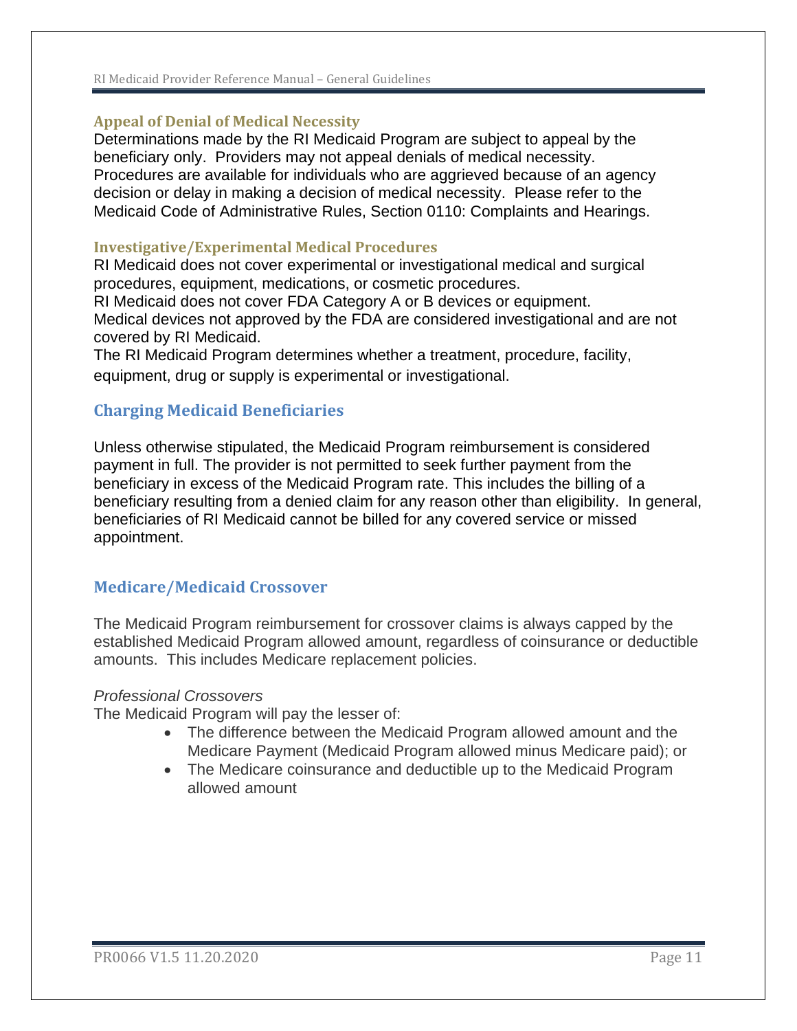### Appeal of Denial of Medical Necessity

Determinations made by the RI Medicaid Program are subject to appeal by the beneficiary only. Providers may not appeal denials of medical necessity. Procedures are available for individuals who are aggrieved because of an agency decision or delay in making a decision of medical necessity. Please refer to the Medicaid Code of Administrative Rules, Section 0110: Complaints and Hearings.

### Investigative/Experimental Medical Procedures

RI Medicaid does not cover experimental or investigational medical and surgical procedures, equipment, medications, or cosmetic procedures.
RI Medicaid does not cover FDA Category A or B devices or equipment.
Medical devices not approved by the FDA are considered investigational and are not covered by RI Medicaid.
The RI Medicaid Program determines whether a treatment, procedure, facility, equipment, drug or supply is experimental or investigational.

## Charging Medicaid Beneficiaries

Unless otherwise stipulated, the Medicaid Program reimbursement is considered payment in full. The provider is not permitted to seek further payment from the beneficiary in excess of the Medicaid Program rate. This includes the billing of a beneficiary resulting from a denied claim for any reason other than eligibility. In general, beneficiaries of RI Medicaid cannot be billed for any covered service or missed appointment.

## Medicare/Medicaid Crossover

The Medicaid Program reimbursement for crossover claims is always capped by the established Medicaid Program allowed amount, regardless of coinsurance or deductible amounts. This includes Medicare replacement policies.

*Professional Crossovers*

The Medicaid Program will pay the lesser of:

- The difference between the Medicaid Program allowed amount and the Medicare Payment (Medicaid Program allowed minus Medicare paid); or
- The Medicare coinsurance and deductible up to the Medicaid Program allowed amount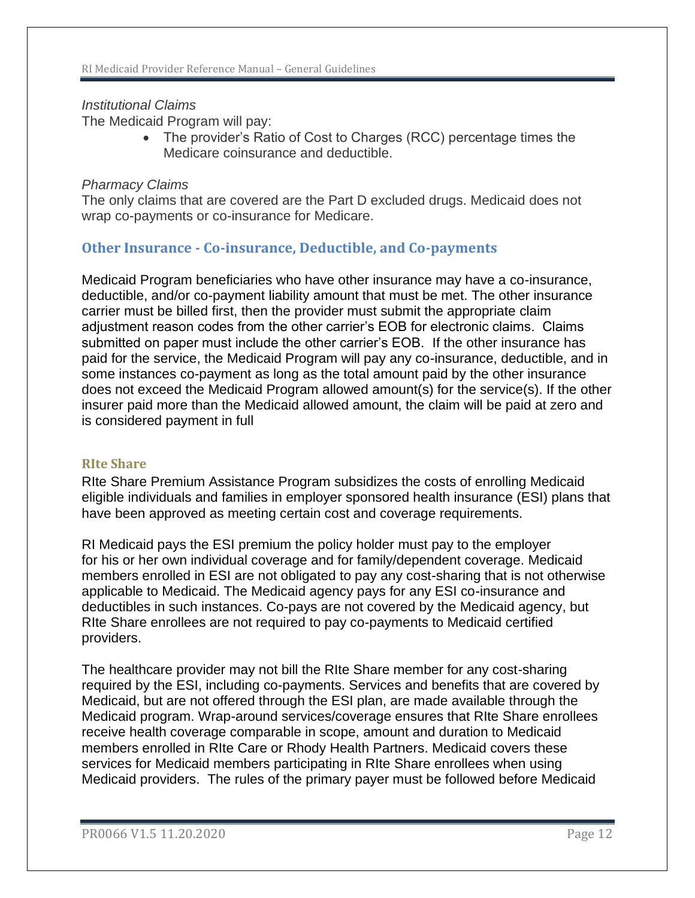*Institutional Claims*

The Medicaid Program will pay:

- The provider's Ratio of Cost to Charges (RCC) percentage times the Medicare coinsurance and deductible.

*Pharmacy Claims*

The only claims that are covered are the Part D excluded drugs. Medicaid does not wrap co-payments or co-insurance for Medicare.

## Other Insurance - Co-insurance, Deductible, and Co-payments

Medicaid Program beneficiaries who have other insurance may have a co-insurance, deductible, and/or co-payment liability amount that must be met. The other insurance carrier must be billed first, then the provider must submit the appropriate claim adjustment reason codes from the other carrier's EOB for electronic claims. Claims submitted on paper must include the other carrier's EOB. If the other insurance has paid for the service, the Medicaid Program will pay any co-insurance, deductible, and in some instances co-payment as long as the total amount paid by the other insurance does not exceed the Medicaid Program allowed amount(s) for the service(s). If the other insurer paid more than the Medicaid allowed amount, the claim will be paid at zero and is considered payment in full

### RIte Share

RIte Share Premium Assistance Program subsidizes the costs of enrolling Medicaid eligible individuals and families in employer sponsored health insurance (ESI) plans that have been approved as meeting certain cost and coverage requirements.

RI Medicaid pays the ESI premium the policy holder must pay to the employer for his or her own individual coverage and for family/dependent coverage. Medicaid members enrolled in ESI are not obligated to pay any cost-sharing that is not otherwise applicable to Medicaid. The Medicaid agency pays for any ESI co-insurance and deductibles in such instances. Co-pays are not covered by the Medicaid agency, but RIte Share enrollees are not required to pay co-payments to Medicaid certified providers.

The healthcare provider may not bill the RIte Share member for any cost-sharing required by the ESI, including co-payments. Services and benefits that are covered by Medicaid, but are not offered through the ESI plan, are made available through the Medicaid program. Wrap-around services/coverage ensures that RIte Share enrollees receive health coverage comparable in scope, amount and duration to Medicaid members enrolled in RIte Care or Rhody Health Partners. Medicaid covers these services for Medicaid members participating in RIte Share enrollees when using Medicaid providers. The rules of the primary payer must be followed before Medicaid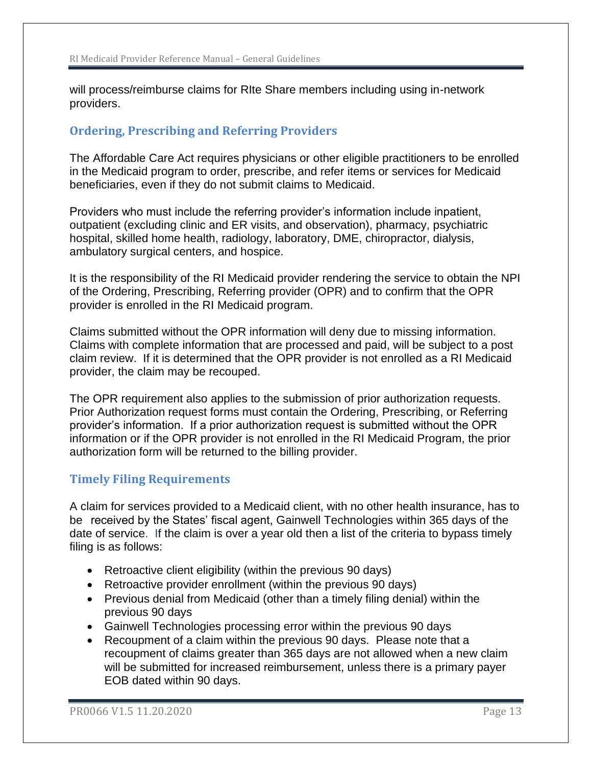will process/reimburse claims for RIte Share members including using in-network providers.

## Ordering, Prescribing and Referring Providers

The Affordable Care Act requires physicians or other eligible practitioners to be enrolled in the Medicaid program to order, prescribe, and refer items or services for Medicaid beneficiaries, even if they do not submit claims to Medicaid.

Providers who must include the referring provider's information include inpatient, outpatient (excluding clinic and ER visits, and observation), pharmacy, psychiatric hospital, skilled home health, radiology, laboratory, DME, chiropractor, dialysis, ambulatory surgical centers, and hospice.

It is the responsibility of the RI Medicaid provider rendering the service to obtain the NPI of the Ordering, Prescribing, Referring provider (OPR) and to confirm that the OPR provider is enrolled in the RI Medicaid program.

Claims submitted without the OPR information will deny due to missing information. Claims with complete information that are processed and paid, will be subject to a post claim review. If it is determined that the OPR provider is not enrolled as a RI Medicaid provider, the claim may be recouped.

The OPR requirement also applies to the submission of prior authorization requests. Prior Authorization request forms must contain the Ordering, Prescribing, or Referring provider's information. If a prior authorization request is submitted without the OPR information or if the OPR provider is not enrolled in the RI Medicaid Program, the prior authorization form will be returned to the billing provider.

## Timely Filing Requirements

A claim for services provided to a Medicaid client, with no other health insurance, has to be received by the States' fiscal agent, Gainwell Technologies within 365 days of the date of service. If the claim is over a year old then a list of the criteria to bypass timely filing is as follows:

- Retroactive client eligibility (within the previous 90 days)
- Retroactive provider enrollment (within the previous 90 days)
- Previous denial from Medicaid (other than a timely filing denial) within the previous 90 days
- Gainwell Technologies processing error within the previous 90 days
- Recoupment of a claim within the previous 90 days. Please note that a recoupment of claims greater than 365 days are not allowed when a new claim will be submitted for increased reimbursement, unless there is a primary payer EOB dated within 90 days.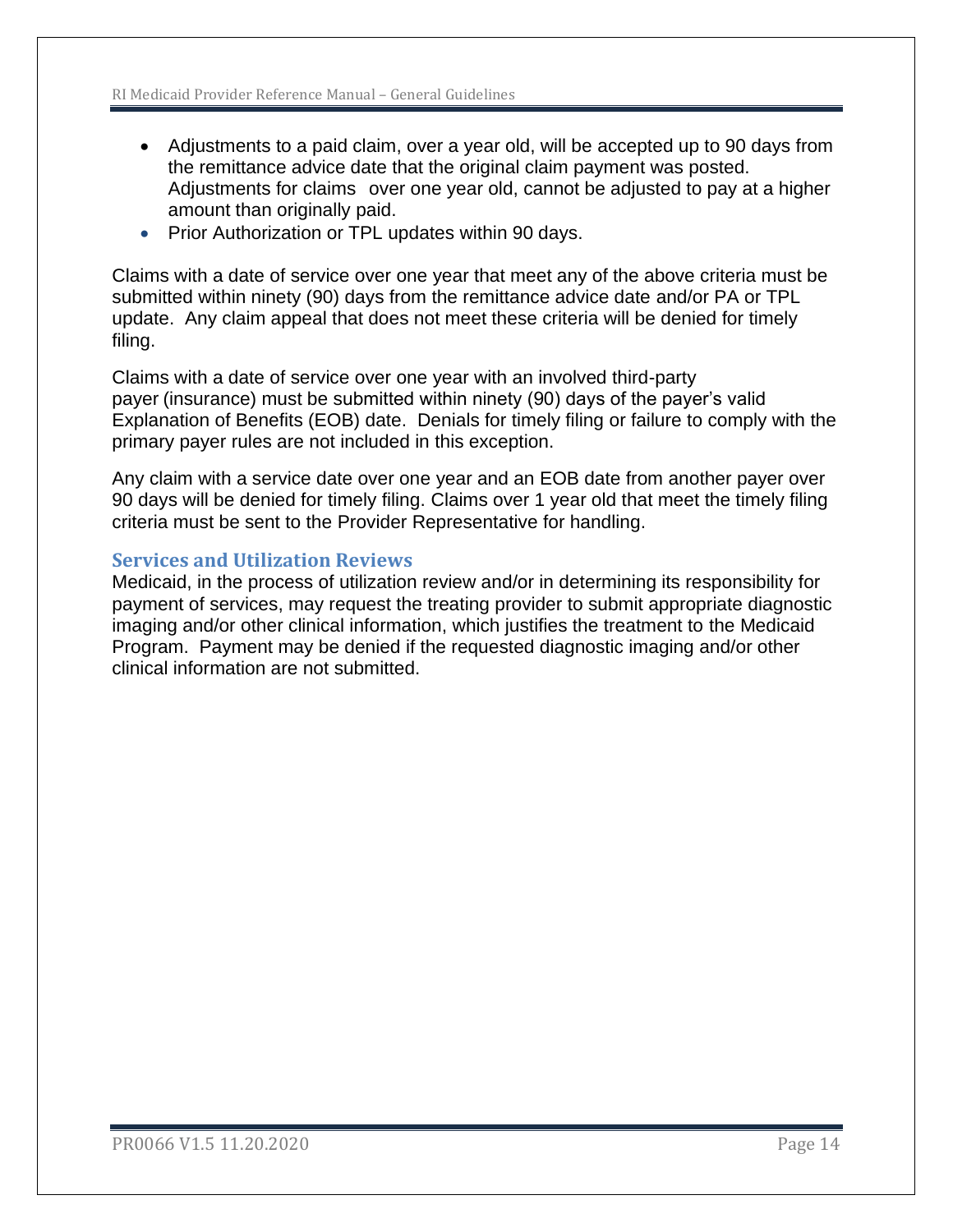- Adjustments to a paid claim, over a year old, will be accepted up to 90 days from the remittance advice date that the original claim payment was posted. Adjustments for claims over one year old, cannot be adjusted to pay at a higher amount than originally paid.
- Prior Authorization or TPL updates within 90 days.

Claims with a date of service over one year that meet any of the above criteria must be submitted within ninety (90) days from the remittance advice date and/or PA or TPL update. Any claim appeal that does not meet these criteria will be denied for timely filing.

Claims with a date of service over one year with an involved third-party payer (insurance) must be submitted within ninety (90) days of the payer's valid Explanation of Benefits (EOB) date. Denials for timely filing or failure to comply with the primary payer rules are not included in this exception.

Any claim with a service date over one year and an EOB date from another payer over 90 days will be denied for timely filing. Claims over 1 year old that meet the timely filing criteria must be sent to the Provider Representative for handling.

## Services and Utilization Reviews

Medicaid, in the process of utilization review and/or in determining its responsibility for payment of services, may request the treating provider to submit appropriate diagnostic imaging and/or other clinical information, which justifies the treatment to the Medicaid Program. Payment may be denied if the requested diagnostic imaging and/or other clinical information are not submitted.